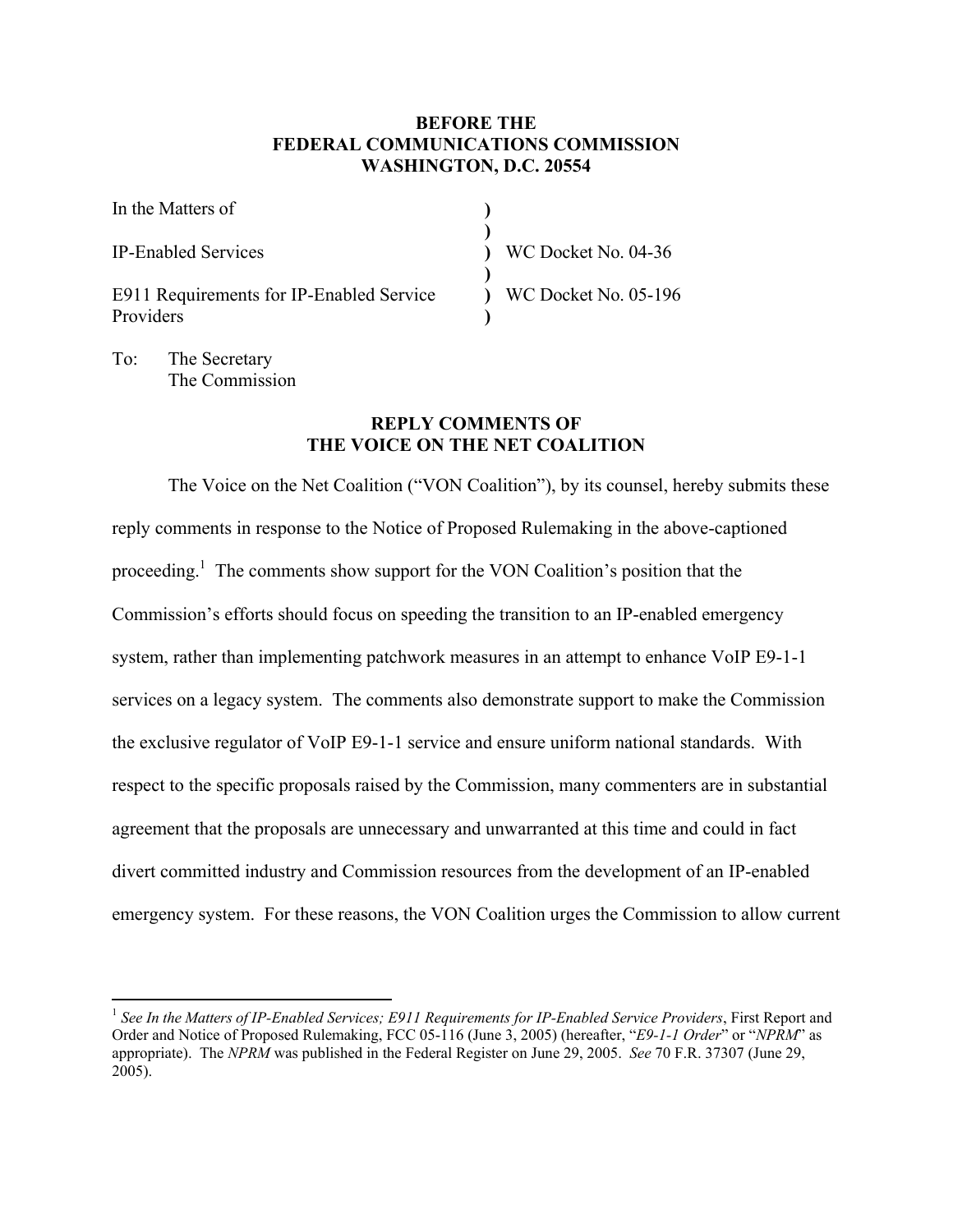**BEFORE THE**
**FEDERAL COMMUNICATIONS COMMISSION**
**WASHINGTON, D.C. 20554**

| | | |
|---|---|---|
| In the Matters of | ) | |
| | ) | |
| IP-Enabled Services | ) | WC Docket No. 04-36 |
| | ) | |
| E911 Requirements for IP-Enabled Service Providers | ) | WC Docket No. 05-196 |
| | ) | |

To: The Secretary
The Commission

**REPLY COMMENTS OF**
**THE VOICE ON THE NET COALITION**

The Voice on the Net Coalition ("VON Coalition"), by its counsel, hereby submits these reply comments in response to the Notice of Proposed Rulemaking in the above-captioned proceeding.[1] The comments show support for the VON Coalition's position that the Commission's efforts should focus on speeding the transition to an IP-enabled emergency system, rather than implementing patchwork measures in an attempt to enhance VoIP E9-1-1 services on a legacy system. The comments also demonstrate support to make the Commission the exclusive regulator of VoIP E9-1-1 service and ensure uniform national standards. With respect to the specific proposals raised by the Commission, many commenters are in substantial agreement that the proposals are unnecessary and unwarranted at this time and could in fact divert committed industry and Commission resources from the development of an IP-enabled emergency system. For these reasons, the VON Coalition urges the Commission to allow current

[1] *See In the Matters of IP-Enabled Services; E911 Requirements for IP-Enabled Service Providers*, First Report and Order and Notice of Proposed Rulemaking, FCC 05-116 (June 3, 2005) (hereafter, "*E9-1-1 Order*" or "*NPRM*" as appropriate). The *NPRM* was published in the Federal Register on June 29, 2005. *See* 70 F.R. 37307 (June 29, 2005).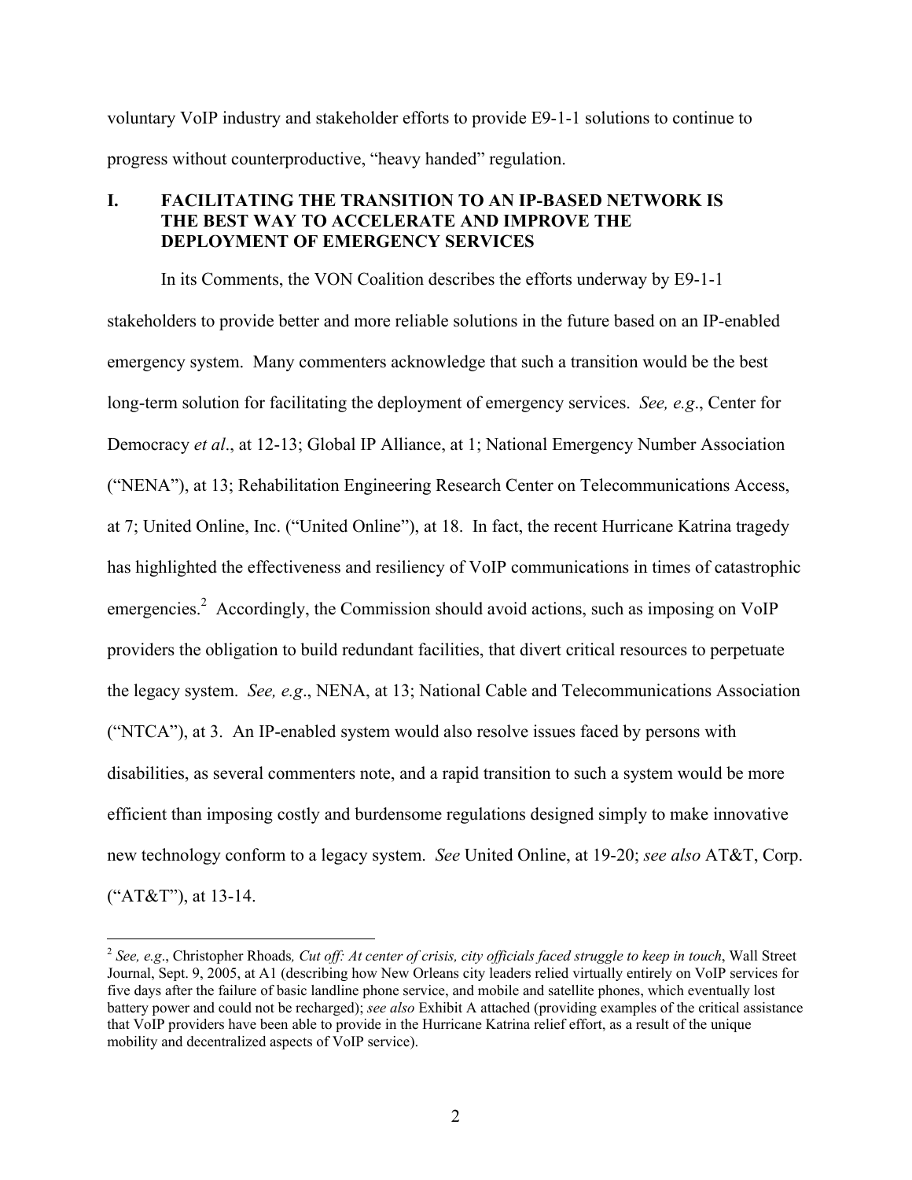voluntary VoIP industry and stakeholder efforts to provide E9-1-1 solutions to continue to progress without counterproductive, "heavy handed" regulation.

## I. FACILITATING THE TRANSITION TO AN IP-BASED NETWORK IS THE BEST WAY TO ACCELERATE AND IMPROVE THE DEPLOYMENT OF EMERGENCY SERVICES

In its Comments, the VON Coalition describes the efforts underway by E9-1-1 stakeholders to provide better and more reliable solutions in the future based on an IP-enabled emergency system. Many commenters acknowledge that such a transition would be the best long-term solution for facilitating the deployment of emergency services. *See, e.g*., Center for Democracy *et al*., at 12-13; Global IP Alliance, at 1; National Emergency Number Association ("NENA"), at 13; Rehabilitation Engineering Research Center on Telecommunications Access, at 7; United Online, Inc. ("United Online"), at 18. In fact, the recent Hurricane Katrina tragedy has highlighted the effectiveness and resiliency of VoIP communications in times of catastrophic emergencies.[2] Accordingly, the Commission should avoid actions, such as imposing on VoIP providers the obligation to build redundant facilities, that divert critical resources to perpetuate the legacy system. *See, e.g*., NENA, at 13; National Cable and Telecommunications Association ("NTCA"), at 3. An IP-enabled system would also resolve issues faced by persons with disabilities, as several commenters note, and a rapid transition to such a system would be more efficient than imposing costly and burdensome regulations designed simply to make innovative new technology conform to a legacy system. *See* United Online, at 19-20; *see also* AT&T, Corp. ("AT&T"), at 13-14.

---

[2] *See, e.g*., Christopher Rhoads*, Cut off: At center of crisis, city officials faced struggle to keep in touch*, Wall Street Journal, Sept. 9, 2005, at A1 (describing how New Orleans city leaders relied virtually entirely on VoIP services for five days after the failure of basic landline phone service, and mobile and satellite phones, which eventually lost battery power and could not be recharged); *see also* Exhibit A attached (providing examples of the critical assistance that VoIP providers have been able to provide in the Hurricane Katrina relief effort, as a result of the unique mobility and decentralized aspects of VoIP service).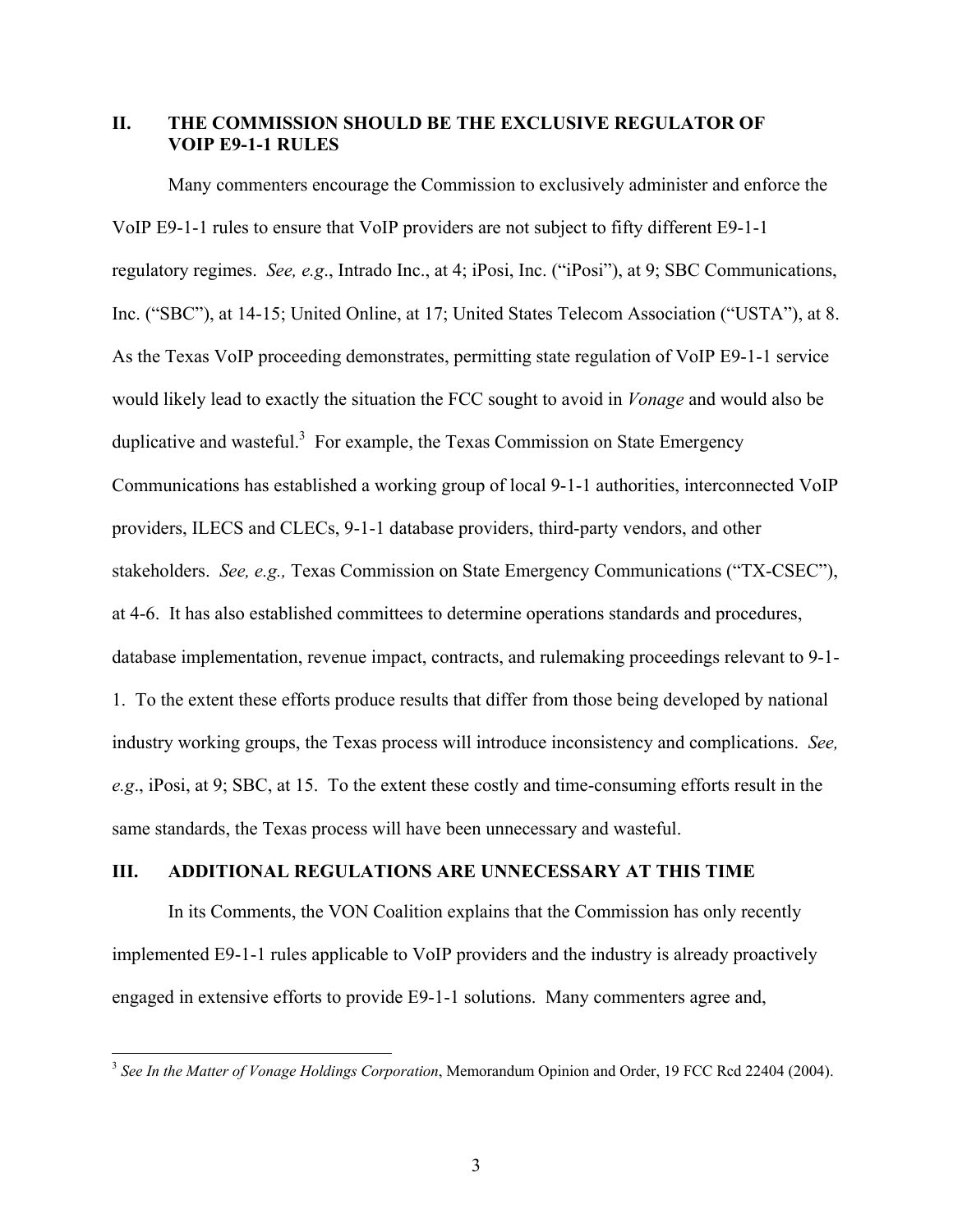## II. THE COMMISSION SHOULD BE THE EXCLUSIVE REGULATOR OF VOIP E9-1-1 RULES

Many commenters encourage the Commission to exclusively administer and enforce the VoIP E9-1-1 rules to ensure that VoIP providers are not subject to fifty different E9-1-1 regulatory regimes. *See, e.g*., Intrado Inc., at 4; iPosi, Inc. ("iPosi"), at 9; SBC Communications, Inc. ("SBC"), at 14-15; United Online, at 17; United States Telecom Association ("USTA"), at 8. As the Texas VoIP proceeding demonstrates, permitting state regulation of VoIP E9-1-1 service would likely lead to exactly the situation the FCC sought to avoid in *Vonage* and would also be duplicative and wasteful.[3] For example, the Texas Commission on State Emergency Communications has established a working group of local 9-1-1 authorities, interconnected VoIP providers, ILECS and CLECs, 9-1-1 database providers, third-party vendors, and other stakeholders. *See, e.g.,* Texas Commission on State Emergency Communications ("TX-CSEC"), at 4-6. It has also established committees to determine operations standards and procedures, database implementation, revenue impact, contracts, and rulemaking proceedings relevant to 9-1-1. To the extent these efforts produce results that differ from those being developed by national industry working groups, the Texas process will introduce inconsistency and complications. *See, e.g*., iPosi, at 9; SBC, at 15. To the extent these costly and time-consuming efforts result in the same standards, the Texas process will have been unnecessary and wasteful.

## III. ADDITIONAL REGULATIONS ARE UNNECESSARY AT THIS TIME

In its Comments, the VON Coalition explains that the Commission has only recently implemented E9-1-1 rules applicable to VoIP providers and the industry is already proactively engaged in extensive efforts to provide E9-1-1 solutions. Many commenters agree and,

---

[3] *See In the Matter of Vonage Holdings Corporation*, Memorandum Opinion and Order, 19 FCC Rcd 22404 (2004).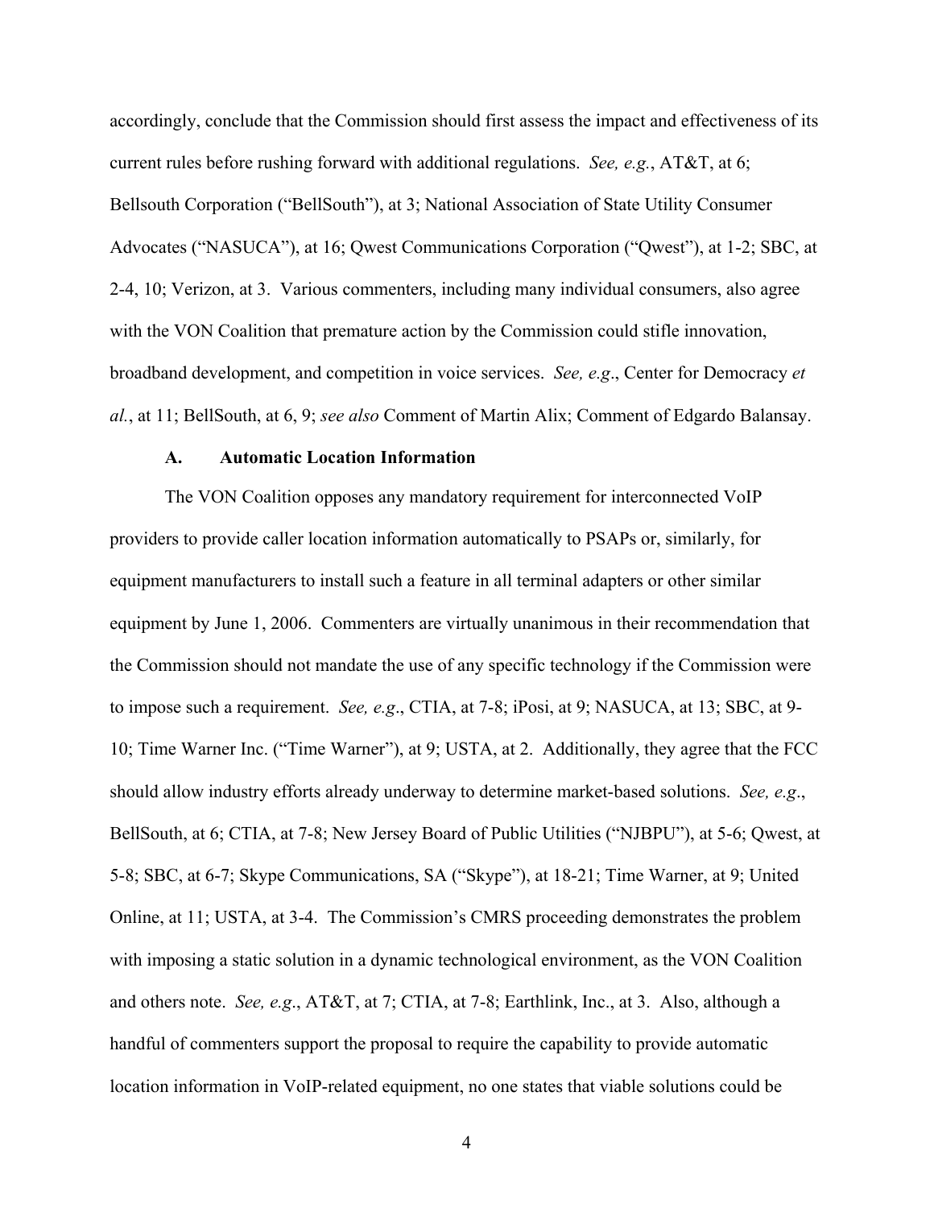accordingly, conclude that the Commission should first assess the impact and effectiveness of its current rules before rushing forward with additional regulations. *See, e.g.*, AT&T, at 6; Bellsouth Corporation ("BellSouth"), at 3; National Association of State Utility Consumer Advocates ("NASUCA"), at 16; Qwest Communications Corporation ("Qwest"), at 1-2; SBC, at 2-4, 10; Verizon, at 3. Various commenters, including many individual consumers, also agree with the VON Coalition that premature action by the Commission could stifle innovation, broadband development, and competition in voice services. *See, e.g*., Center for Democracy *et al.*, at 11; BellSouth, at 6, 9; *see also* Comment of Martin Alix; Comment of Edgardo Balansay.

### A. Automatic Location Information

The VON Coalition opposes any mandatory requirement for interconnected VoIP providers to provide caller location information automatically to PSAPs or, similarly, for equipment manufacturers to install such a feature in all terminal adapters or other similar equipment by June 1, 2006. Commenters are virtually unanimous in their recommendation that the Commission should not mandate the use of any specific technology if the Commission were to impose such a requirement. *See, e.g*., CTIA, at 7-8; iPosi, at 9; NASUCA, at 13; SBC, at 9-10; Time Warner Inc. ("Time Warner"), at 9; USTA, at 2. Additionally, they agree that the FCC should allow industry efforts already underway to determine market-based solutions. *See, e.g*., BellSouth, at 6; CTIA, at 7-8; New Jersey Board of Public Utilities ("NJBPU"), at 5-6; Qwest, at 5-8; SBC, at 6-7; Skype Communications, SA ("Skype"), at 18-21; Time Warner, at 9; United Online, at 11; USTA, at 3-4. The Commission's CMRS proceeding demonstrates the problem with imposing a static solution in a dynamic technological environment, as the VON Coalition and others note. *See, e.g*., AT&T, at 7; CTIA, at 7-8; Earthlink, Inc., at 3. Also, although a handful of commenters support the proposal to require the capability to provide automatic location information in VoIP-related equipment, no one states that viable solutions could be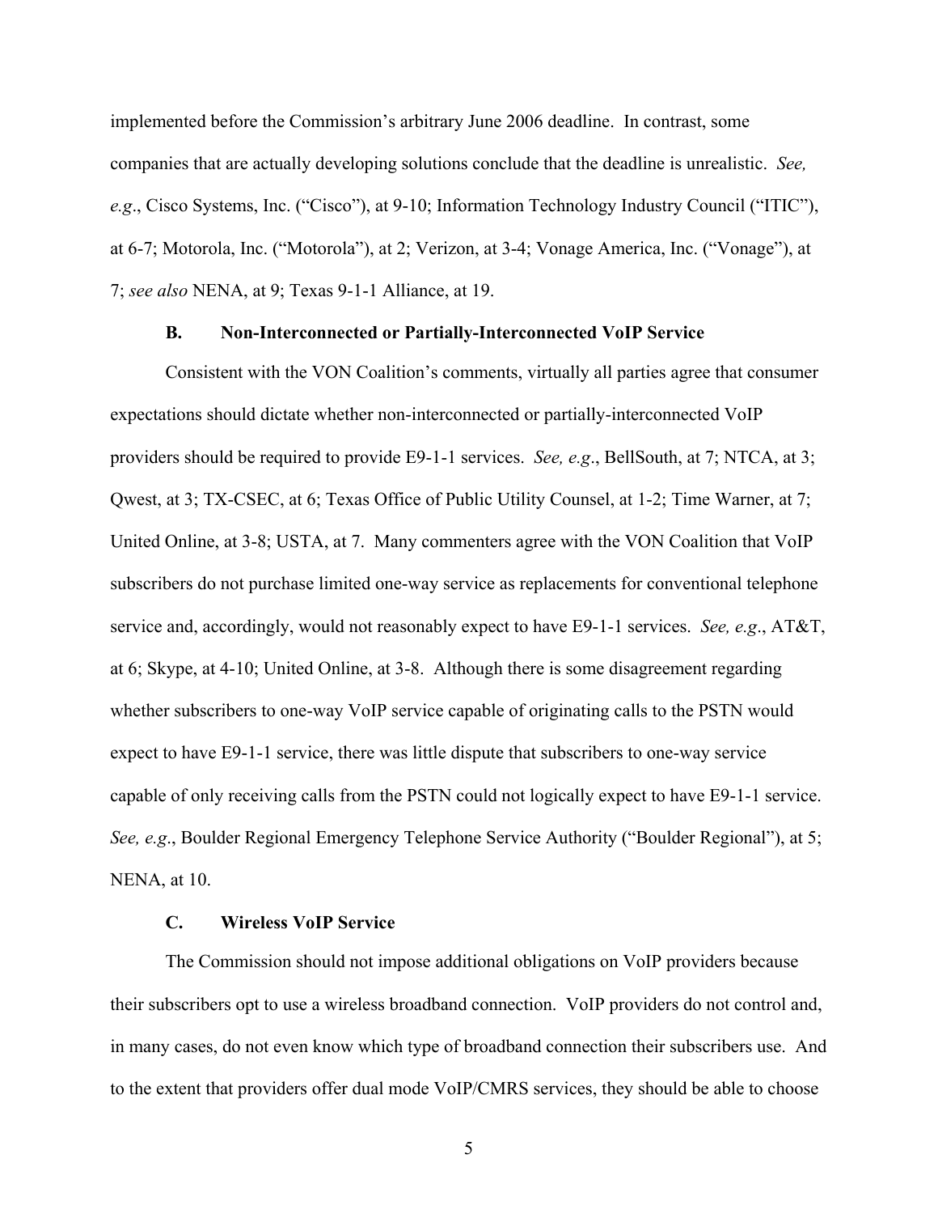implemented before the Commission's arbitrary June 2006 deadline. In contrast, some companies that are actually developing solutions conclude that the deadline is unrealistic. *See, e.g*., Cisco Systems, Inc. ("Cisco"), at 9-10; Information Technology Industry Council ("ITIC"), at 6-7; Motorola, Inc. ("Motorola"), at 2; Verizon, at 3-4; Vonage America, Inc. ("Vonage"), at 7; *see also* NENA, at 9; Texas 9-1-1 Alliance, at 19.

### B. Non-Interconnected or Partially-Interconnected VoIP Service

Consistent with the VON Coalition's comments, virtually all parties agree that consumer expectations should dictate whether non-interconnected or partially-interconnected VoIP providers should be required to provide E9-1-1 services. *See, e.g*., BellSouth, at 7; NTCA, at 3; Qwest, at 3; TX-CSEC, at 6; Texas Office of Public Utility Counsel, at 1-2; Time Warner, at 7; United Online, at 3-8; USTA, at 7. Many commenters agree with the VON Coalition that VoIP subscribers do not purchase limited one-way service as replacements for conventional telephone service and, accordingly, would not reasonably expect to have E9-1-1 services. *See, e.g*., AT&T, at 6; Skype, at 4-10; United Online, at 3-8. Although there is some disagreement regarding whether subscribers to one-way VoIP service capable of originating calls to the PSTN would expect to have E9-1-1 service, there was little dispute that subscribers to one-way service capable of only receiving calls from the PSTN could not logically expect to have E9-1-1 service. *See, e.g*., Boulder Regional Emergency Telephone Service Authority ("Boulder Regional"), at 5; NENA, at 10.

### C. Wireless VoIP Service

The Commission should not impose additional obligations on VoIP providers because their subscribers opt to use a wireless broadband connection. VoIP providers do not control and, in many cases, do not even know which type of broadband connection their subscribers use. And to the extent that providers offer dual mode VoIP/CMRS services, they should be able to choose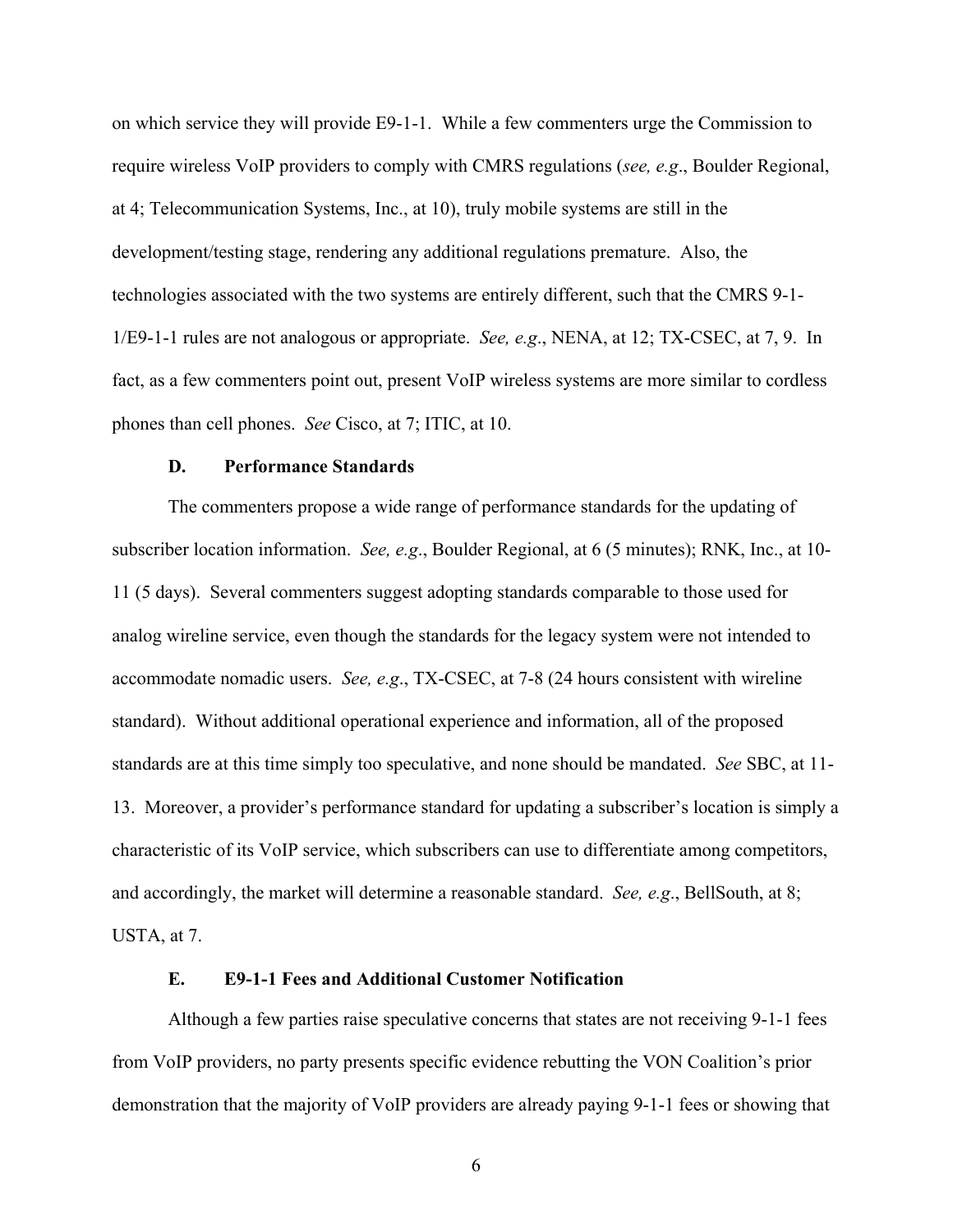on which service they will provide E9-1-1. While a few commenters urge the Commission to require wireless VoIP providers to comply with CMRS regulations (*see, e.g*., Boulder Regional, at 4; Telecommunication Systems, Inc., at 10), truly mobile systems are still in the development/testing stage, rendering any additional regulations premature. Also, the technologies associated with the two systems are entirely different, such that the CMRS 9-1-1/E9-1-1 rules are not analogous or appropriate. *See, e.g*., NENA, at 12; TX-CSEC, at 7, 9. In fact, as a few commenters point out, present VoIP wireless systems are more similar to cordless phones than cell phones. *See* Cisco, at 7; ITIC, at 10.

### D. Performance Standards

The commenters propose a wide range of performance standards for the updating of subscriber location information. *See, e.g*., Boulder Regional, at 6 (5 minutes); RNK, Inc., at 10-11 (5 days). Several commenters suggest adopting standards comparable to those used for analog wireline service, even though the standards for the legacy system were not intended to accommodate nomadic users. *See, e.g*., TX-CSEC, at 7-8 (24 hours consistent with wireline standard). Without additional operational experience and information, all of the proposed standards are at this time simply too speculative, and none should be mandated. *See* SBC, at 11-13. Moreover, a provider's performance standard for updating a subscriber's location is simply a characteristic of its VoIP service, which subscribers can use to differentiate among competitors, and accordingly, the market will determine a reasonable standard. *See, e.g*., BellSouth, at 8; USTA, at 7.

### E. E9-1-1 Fees and Additional Customer Notification

Although a few parties raise speculative concerns that states are not receiving 9-1-1 fees from VoIP providers, no party presents specific evidence rebutting the VON Coalition's prior demonstration that the majority of VoIP providers are already paying 9-1-1 fees or showing that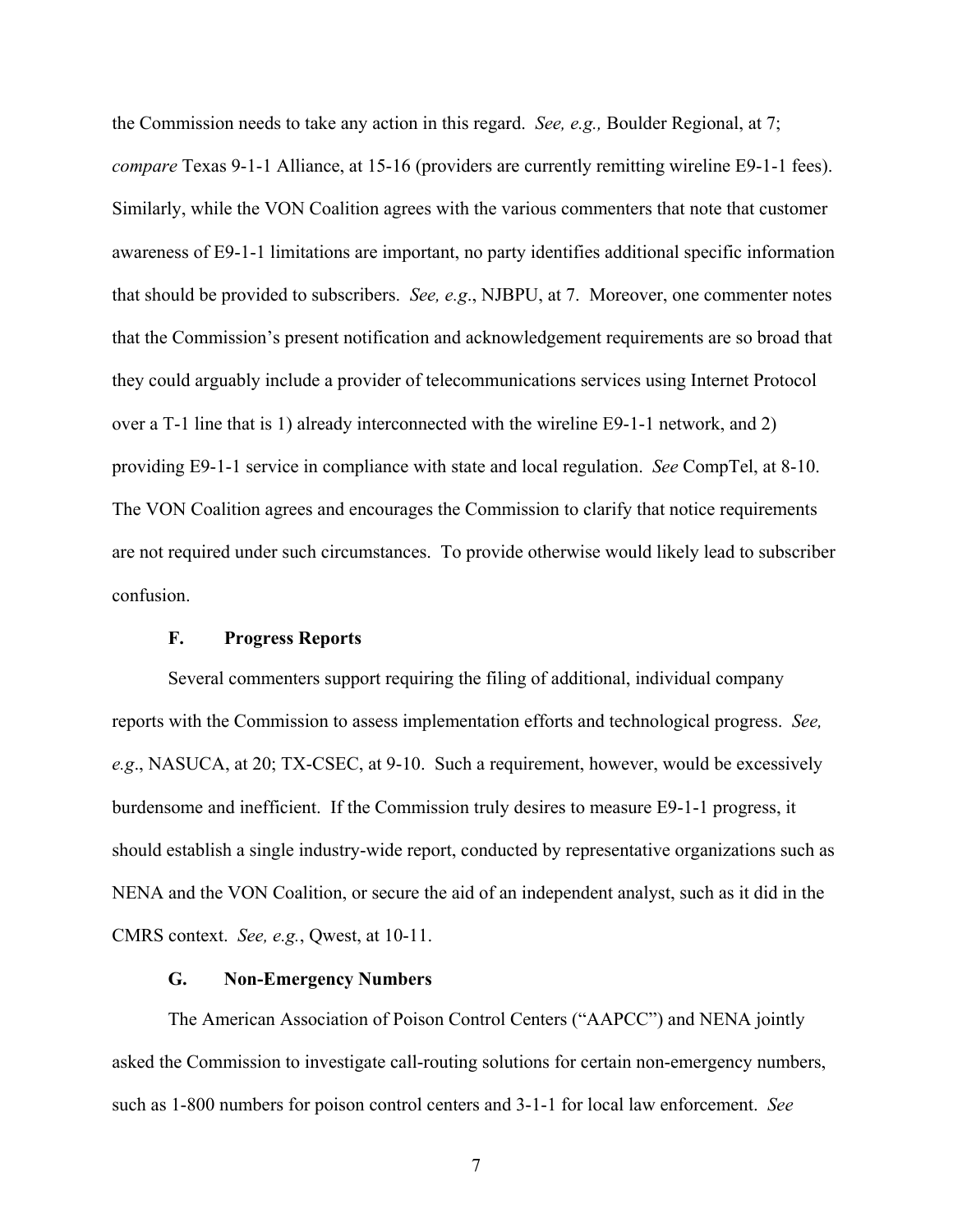the Commission needs to take any action in this regard. *See, e.g.,* Boulder Regional, at 7; *compare* Texas 9-1-1 Alliance, at 15-16 (providers are currently remitting wireline E9-1-1 fees). Similarly, while the VON Coalition agrees with the various commenters that note that customer awareness of E9-1-1 limitations are important, no party identifies additional specific information that should be provided to subscribers. *See, e.g*., NJBPU, at 7. Moreover, one commenter notes that the Commission's present notification and acknowledgement requirements are so broad that they could arguably include a provider of telecommunications services using Internet Protocol over a T-1 line that is 1) already interconnected with the wireline E9-1-1 network, and 2) providing E9-1-1 service in compliance with state and local regulation. *See* CompTel, at 8-10. The VON Coalition agrees and encourages the Commission to clarify that notice requirements are not required under such circumstances. To provide otherwise would likely lead to subscriber confusion.

### F. Progress Reports

Several commenters support requiring the filing of additional, individual company reports with the Commission to assess implementation efforts and technological progress. *See, e.g*., NASUCA, at 20; TX-CSEC, at 9-10. Such a requirement, however, would be excessively burdensome and inefficient. If the Commission truly desires to measure E9-1-1 progress, it should establish a single industry-wide report, conducted by representative organizations such as NENA and the VON Coalition, or secure the aid of an independent analyst, such as it did in the CMRS context. *See, e.g.*, Qwest, at 10-11.

### G. Non-Emergency Numbers

The American Association of Poison Control Centers ("AAPCC") and NENA jointly asked the Commission to investigate call-routing solutions for certain non-emergency numbers, such as 1-800 numbers for poison control centers and 3-1-1 for local law enforcement. *See*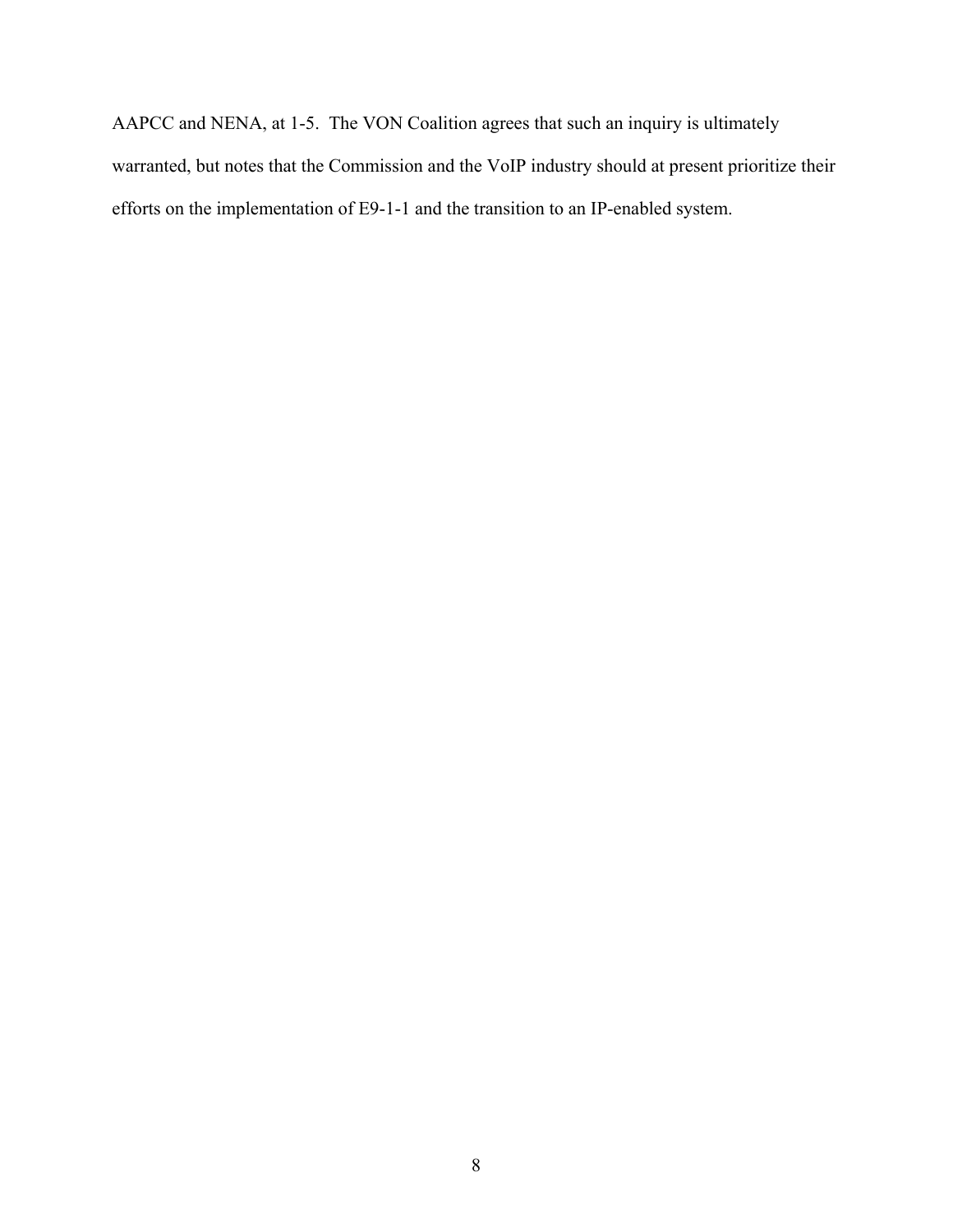AAPCC and NENA, at 1-5. The VON Coalition agrees that such an inquiry is ultimately warranted, but notes that the Commission and the VoIP industry should at present prioritize their efforts on the implementation of E9-1-1 and the transition to an IP-enabled system.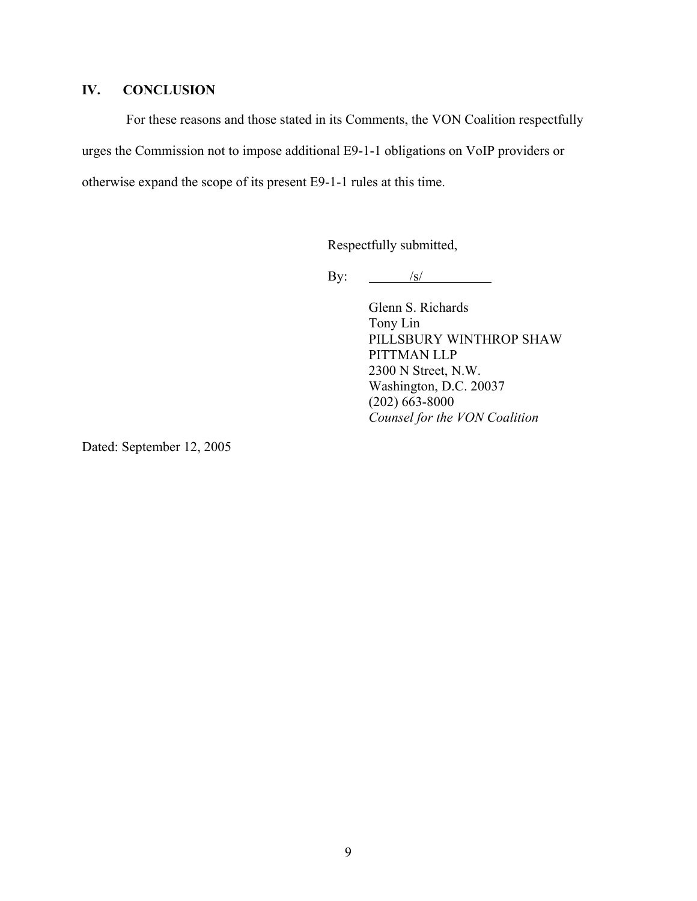## IV. CONCLUSION

For these reasons and those stated in its Comments, the VON Coalition respectfully urges the Commission not to impose additional E9-1-1 obligations on VoIP providers or otherwise expand the scope of its present E9-1-1 rules at this time.

Respectfully submitted,

By: /s/

Glenn S. Richards
Tony Lin
PILLSBURY WINTHROP SHAW PITTMAN LLP
2300 N Street, N.W.
Washington, D.C. 20037
(202) 663-8000
*Counsel for the VON Coalition*

Dated: September 12, 2005